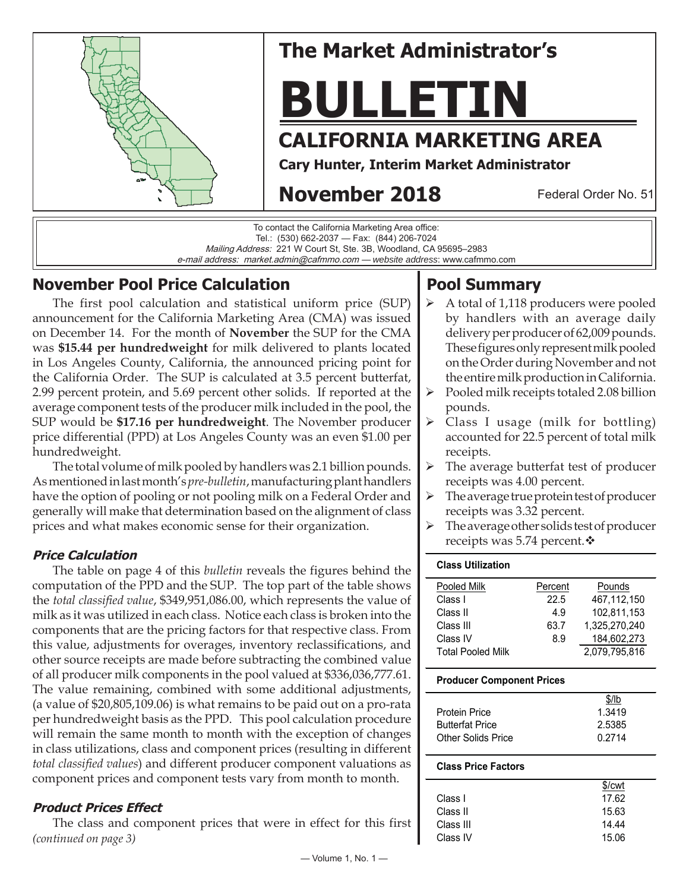# The Market Administrator's

# BULLETIN

## CALIFORNIA MARKETING AREA

**Cary Hunter, Interim Market Administrator**

**November 2018**

Federal Order No. 51

To contact the California Marketing Area office:
Tel.: (530) 662-2037 — Fax: (844) 206-7024
*Mailing Address:* 221 W Court St, Ste. 3B, Woodland, CA 95695–2983
*e-mail address: market.admin@cafmmo.com — website address*: www.cafmmo.com

## November Pool Price Calculation

The first pool calculation and statistical uniform price (SUP) announcement for the California Marketing Area (CMA) was issued on December 14. For the month of **November** the SUP for the CMA was **$15.44 per hundredweight** for milk delivered to plants located in Los Angeles County, California, the announced pricing point for the California Order. The SUP is calculated at 3.5 percent butterfat, 2.99 percent protein, and 5.69 percent other solids. If reported at the average component tests of the producer milk included in the pool, the SUP would be **$17.16 per hundredweight**. The November producer price differential (PPD) at Los Angeles County was an even $1.00 per hundredweight.

The total volume of milk pooled by handlers was 2.1 billion pounds. As mentioned in last month's *pre-bulletin*, manufacturing plant handlers have the option of pooling or not pooling milk on a Federal Order and generally will make that determination based on the alignment of class prices and what makes economic sense for their organization.

### *Price Calculation*

The table on page 4 of this *bulletin* reveals the figures behind the computation of the PPD and the SUP. The top part of the table shows the *total classified value*, $349,951,086.00, which represents the value of milk as it was utilized in each class. Notice each class is broken into the components that are the pricing factors for that respective class. From this value, adjustments for overages, inventory reclassifications, and other source receipts are made before subtracting the combined value of all producer milk components in the pool valued at $336,036,777.61. The value remaining, combined with some additional adjustments, (a value of $20,805,109.06) is what remains to be paid out on a pro-rata per hundredweight basis as the PPD. This pool calculation procedure will remain the same month to month with the exception of changes in class utilizations, class and component prices (resulting in different *total classified values*) and different producer component valuations as component prices and component tests vary from month to month.

### *Product Prices Effect*

The class and component prices that were in effect for this first *(continued on page 3)*

## Pool Summary

- A total of 1,118 producers were pooled by handlers with an average daily delivery per producer of 62,009 pounds. These figures only represent milk pooled on the Order during November and not the entire milk production in California.
- Pooled milk receipts totaled 2.08 billion pounds.
- Class I usage (milk for bottling) accounted for 22.5 percent of total milk receipts.
- The average butterfat test of producer receipts was 4.00 percent.
- The average true protein test of producer receipts was 3.32 percent.
- The average other solids test of producer receipts was 5.74 percent.❖

**Class Utilization**

| Pooled Milk | Percent | Pounds |
|---|---|---|
| Class I | 22.5 | 467,112,150 |
| Class II | 4.9 | 102,811,153 |
| Class III | 63.7 | 1,325,270,240 |
| Class IV | 8.9 | 184,602,273 |
| Total Pooled Milk | | 2,079,795,816 |

**Producer Component Prices**

| | $/lb |
|---|---|
| Protein Price | 1.3419 |
| Butterfat Price | 2.5385 |
| Other Solids Price | 0.2714 |

**Class Price Factors**

| | $/cwt |
|---|---|
| Class I | 17.62 |
| Class II | 15.63 |
| Class III | 14.44 |
| Class IV | 15.06 |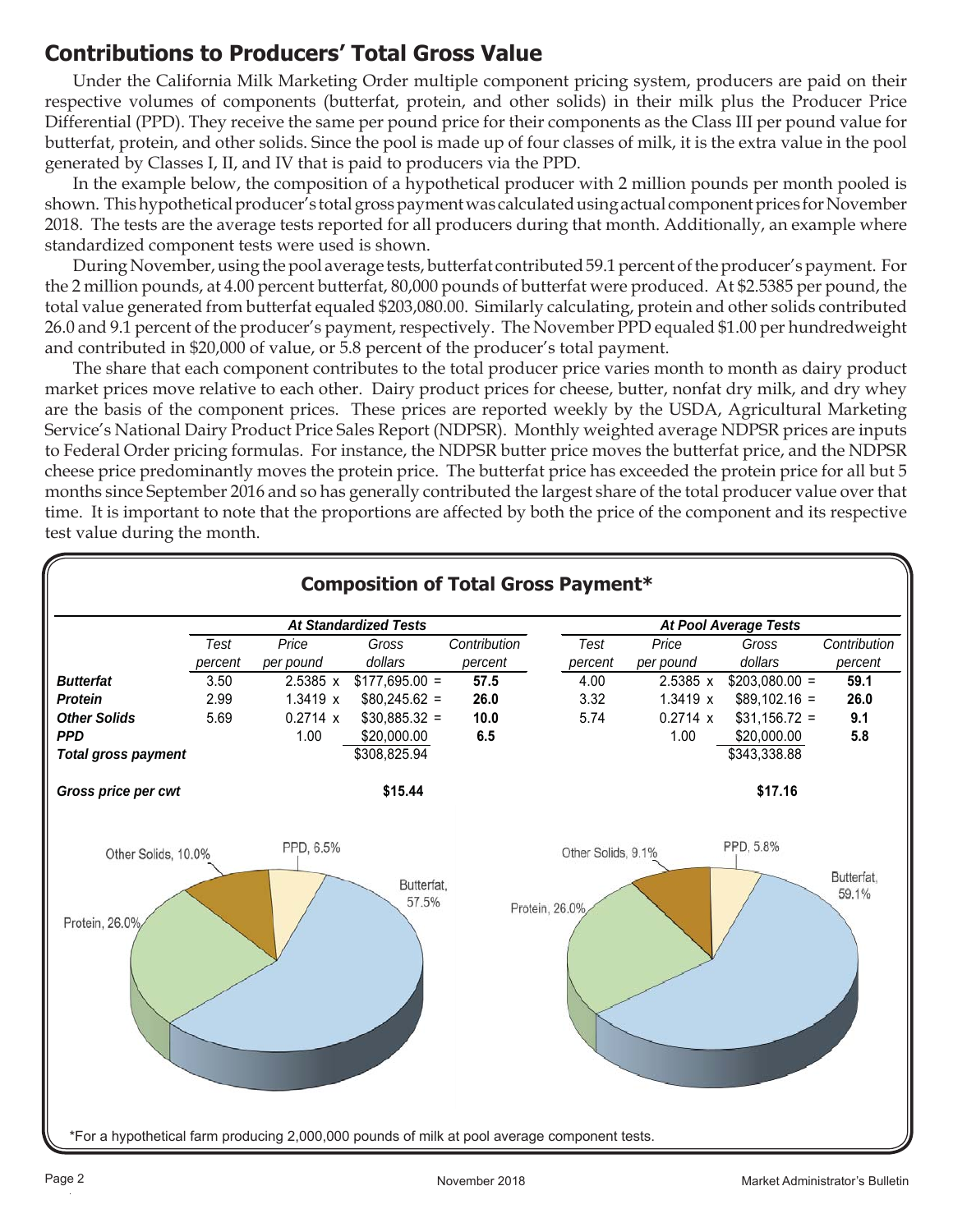## Contributions to Producers' Total Gross Value

Under the California Milk Marketing Order multiple component pricing system, producers are paid on their respective volumes of components (butterfat, protein, and other solids) in their milk plus the Producer Price Differential (PPD). They receive the same per pound price for their components as the Class III per pound value for butterfat, protein, and other solids. Since the pool is made up of four classes of milk, it is the extra value in the pool generated by Classes I, II, and IV that is paid to producers via the PPD.

In the example below, the composition of a hypothetical producer with 2 million pounds per month pooled is shown. This hypothetical producer's total gross payment was calculated using actual component prices for November 2018. The tests are the average tests reported for all producers during that month. Additionally, an example where standardized component tests were used is shown.

During November, using the pool average tests, butterfat contributed 59.1 percent of the producer's payment. For the 2 million pounds, at 4.00 percent butterfat, 80,000 pounds of butterfat were produced. At $2.5385 per pound, the total value generated from butterfat equaled $203,080.00. Similarly calculating, protein and other solids contributed 26.0 and 9.1 percent of the producer's payment, respectively. The November PPD equaled $1.00 per hundredweight and contributed in $20,000 of value, or 5.8 percent of the producer's total payment.

The share that each component contributes to the total producer price varies month to month as dairy product market prices move relative to each other. Dairy product prices for cheese, butter, nonfat dry milk, and dry whey are the basis of the component prices. These prices are reported weekly by the USDA, Agricultural Marketing Service's National Dairy Product Price Sales Report (NDPSR). Monthly weighted average NDPSR prices are inputs to Federal Order pricing formulas. For instance, the NDPSR butter price moves the butterfat price, and the NDPSR cheese price predominantly moves the protein price. The butterfat price has exceeded the protein price for all but 5 months since September 2016 and so has generally contributed the largest share of the total producer value over that time. It is important to note that the proportions are affected by both the price of the component and its respective test value during the month.

### Composition of Total Gross Payment*

| | *At Standardized Tests* | | | | *At Pool Average Tests* | | | |
|---|---|---|---|---|---|---|---|---|
| | *Test percent* | *Price per pound* | *Gross dollars* | *Contribution percent* | *Test percent* | *Price per pound* | *Gross dollars* | *Contribution percent* |
| ***Butterfat*** | 3.50 | 2.5385 x | $177,695.00 = | **57.5** | 4.00 | 2.5385 x | $203,080.00 = | **59.1** |
| ***Protein*** | 2.99 | 1.3419 x | $80,245.62 = | **26.0** | 3.32 | 1.3419 x | $89,102.16 = | **26.0** |
| ***Other Solids*** | 5.69 | 0.2714 x | $30,885.32 = | **10.0** | 5.74 | 0.2714 x | $31,156.72 = | **9.1** |
| ***PPD*** | | 1.00 | $20,000.00 | **6.5** | | 1.00 | $20,000.00 | **5.8** |
| ***Total gross payment*** | | | $308,825.94 | | | | $343,338.88 | |
| ***Gross price per cwt*** | | | **$15.44** | | | | **$17.16** | |

Other Solids, 10.0% · PPD, 6.5% · Butterfat, 57.5% · Protein, 26.0%

Other Solids, 9.1% · PPD, 5.8% · Butterfat, 59.1% · Protein, 26.0%

*For a hypothetical farm producing 2,000,000 pounds of milk at pool average component tests.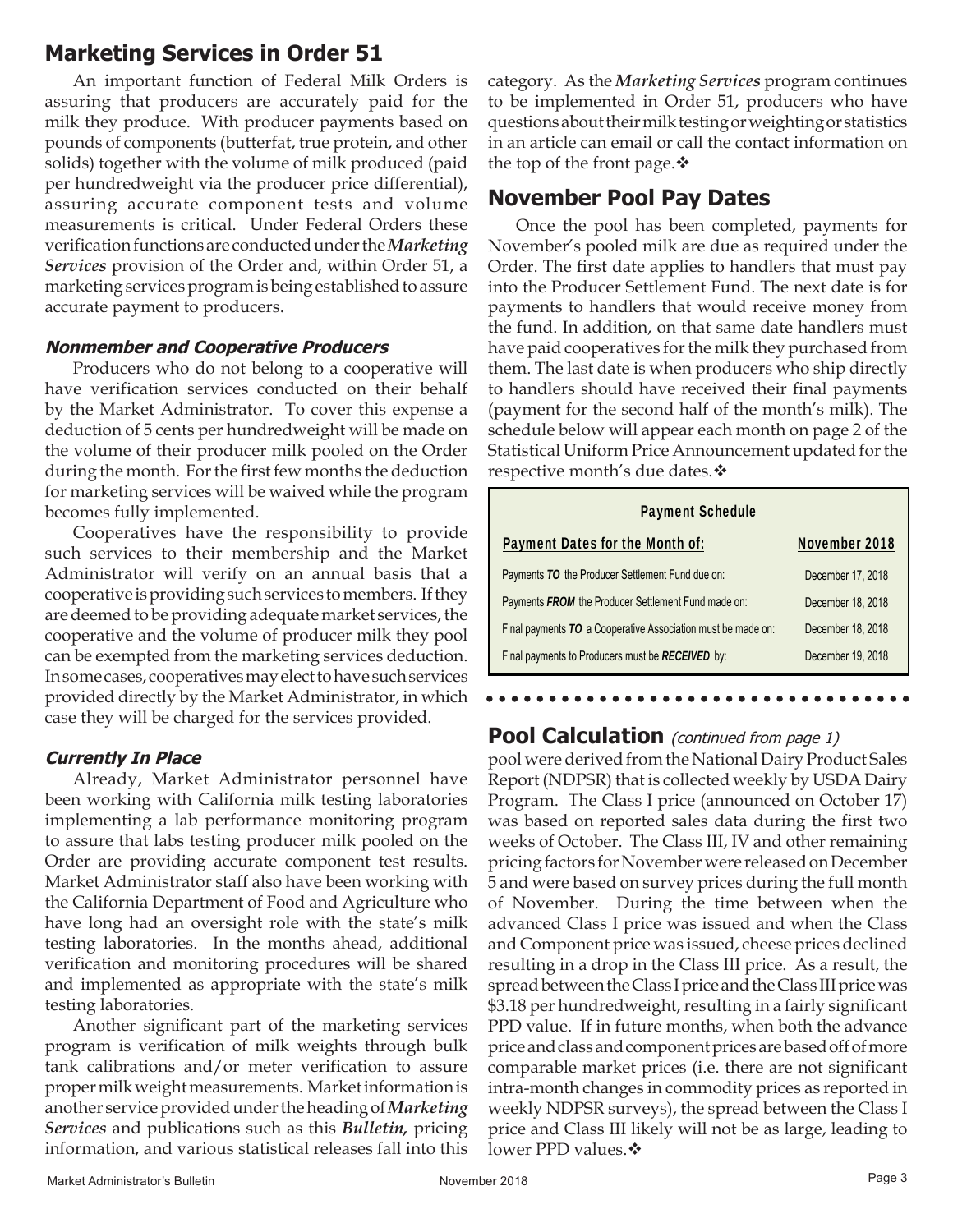## Marketing Services in Order 51

An important function of Federal Milk Orders is assuring that producers are accurately paid for the milk they produce. With producer payments based on pounds of components (butterfat, true protein, and other solids) together with the volume of milk produced (paid per hundredweight via the producer price differential), assuring accurate component tests and volume measurements is critical. Under Federal Orders these verification functions are conducted under the *Marketing Services* provision of the Order and, within Order 51, a marketing services program is being established to assure accurate payment to producers.

### *Nonmember and Cooperative Producers*

Producers who do not belong to a cooperative will have verification services conducted on their behalf by the Market Administrator. To cover this expense a deduction of 5 cents per hundredweight will be made on the volume of their producer milk pooled on the Order during the month. For the first few months the deduction for marketing services will be waived while the program becomes fully implemented.

Cooperatives have the responsibility to provide such services to their membership and the Market Administrator will verify on an annual basis that a cooperative is providing such services to members. If they are deemed to be providing adequate market services, the cooperative and the volume of producer milk they pool can be exempted from the marketing services deduction. In some cases, cooperatives may elect to have such services provided directly by the Market Administrator, in which case they will be charged for the services provided.

### *Currently In Place*

Already, Market Administrator personnel have been working with California milk testing laboratories implementing a lab performance monitoring program to assure that labs testing producer milk pooled on the Order are providing accurate component test results. Market Administrator staff also have been working with the California Department of Food and Agriculture who have long had an oversight role with the state's milk testing laboratories. In the months ahead, additional verification and monitoring procedures will be shared and implemented as appropriate with the state's milk testing laboratories.

Another significant part of the marketing services program is verification of milk weights through bulk tank calibrations and/or meter verification to assure proper milk weight measurements. Market information is another service provided under the heading of *Marketing Services* and publications such as this ***Bulletin,*** pricing information, and various statistical releases fall into this category. As the *Marketing Services* program continues to be implemented in Order 51, producers who have questions about their milk testing or weighting or statistics in an article can email or call the contact information on the top of the front page.❖

## November Pool Pay Dates

Once the pool has been completed, payments for November's pooled milk are due as required under the Order. The first date applies to handlers that must pay into the Producer Settlement Fund. The next date is for payments to handlers that would receive money from the fund. In addition, on that same date handlers must have paid cooperatives for the milk they purchased from them. The last date is when producers who ship directly to handlers should have received their final payments (payment for the second half of the month's milk). The schedule below will appear each month on page 2 of the Statistical Uniform Price Announcement updated for the respective month's due dates.❖

**Payment Schedule**

| Payment Dates for the Month of: | November 2018 |
|---|---|
| Payments ***TO*** the Producer Settlement Fund due on: | December 17, 2018 |
| Payments ***FROM*** the Producer Settlement Fund made on: | December 18, 2018 |
| Final payments ***TO*** a Cooperative Association must be made on: | December 18, 2018 |
| Final payments to Producers must be ***RECEIVED*** by: | December 19, 2018 |

## Pool Calculation *(continued from page 1)*

pool were derived from the National Dairy Product Sales Report (NDPSR) that is collected weekly by USDA Dairy Program. The Class I price (announced on October 17) was based on reported sales data during the first two weeks of October. The Class III, IV and other remaining pricing factors for November were released on December 5 and were based on survey prices during the full month of November. During the time between when the advanced Class I price was issued and when the Class and Component price was issued, cheese prices declined resulting in a drop in the Class III price. As a result, the spread between the Class I price and the Class III price was \$3.18 per hundredweight, resulting in a fairly significant PPD value. If in future months, when both the advance price and class and component prices are based off of more comparable market prices (i.e. there are not significant intra-month changes in commodity prices as reported in weekly NDPSR surveys), the spread between the Class I price and Class III likely will not be as large, leading to lower PPD values.❖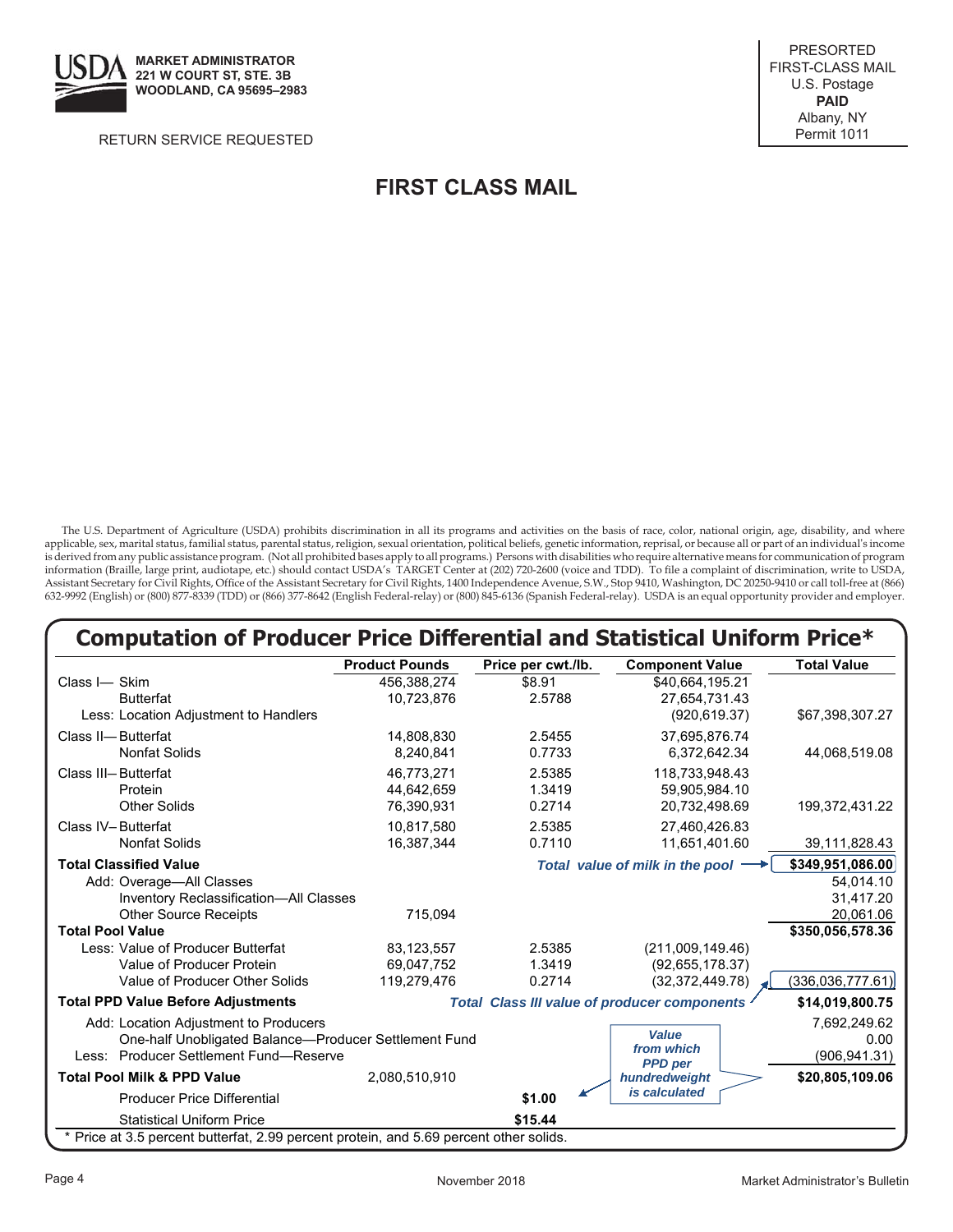**MARKET ADMINISTRATOR**
**221 W COURT ST, STE. 3B**
**WOODLAND, CA 95695–2983**

RETURN SERVICE REQUESTED

PRESORTED
FIRST-CLASS MAIL
U.S. Postage
**PAID**
Albany, NY
Permit 1011

## FIRST CLASS MAIL

The U.S. Department of Agriculture (USDA) prohibits discrimination in all its programs and activities on the basis of race, color, national origin, age, disability, and where applicable, sex, marital status, familial status, parental status, religion, sexual orientation, political beliefs, genetic information, reprisal, or because all or part of an individual's income is derived from any public assistance program. (Not all prohibited bases apply to all programs.) Persons with disabilities who require alternative means for communication of program information (Braille, large print, audiotape, etc.) should contact USDA's TARGET Center at (202) 720-2600 (voice and TDD). To file a complaint of discrimination, write to USDA, Assistant Secretary for Civil Rights, Office of the Assistant Secretary for Civil Rights, 1400 Independence Avenue, S.W., Stop 9410, Washington, DC 20250-9410 or call toll-free at (866) 632-9992 (English) or (800) 877-8339 (TDD) or (866) 377-8642 (English Federal-relay) or (800) 845-6136 (Spanish Federal-relay). USDA is an equal opportunity provider and employer.

## Computation of Producer Price Differential and Statistical Uniform Price*

| | Product Pounds | Price per cwt./lb. | Component Value | Total Value |
|---|---|---|---|---|
| Class I— Skim | 456,388,274 | $8.91 | $40,664,195.21 | |
| Butterfat | 10,723,876 | 2.5788 | 27,654,731.43 | |
| Less: Location Adjustment to Handlers | | | (920,619.37) | $67,398,307.27 |
| Class II— Butterfat | 14,808,830 | 2.5455 | 37,695,876.74 | |
| Nonfat Solids | 8,240,841 | 0.7733 | 6,372,642.34 | 44,068,519.08 |
| Class III— Butterfat | 46,773,271 | 2.5385 | 118,733,948.43 | |
| Protein | 44,642,659 | 1.3419 | 59,905,984.10 | |
| Other Solids | 76,390,931 | 0.2714 | 20,732,498.69 | 199,372,431.22 |
| Class IV— Butterfat | 10,817,580 | 2.5385 | 27,460,426.83 | |
| Nonfat Solids | 16,387,344 | 0.7110 | 11,651,401.60 | 39,111,828.43 |
| **Total Classified Value** | | *Total value of milk in the pool* → | | **$349,951,086.00** |
| Add: Overage—All Classes | | | | 54,014.10 |
| Inventory Reclassification—All Classes | | | | 31,417.20 |
| Other Source Receipts | 715,094 | | | 20,061.06 |
| **Total Pool Value** | | | | **$350,056,578.36** |
| Less: Value of Producer Butterfat | 83,123,557 | 2.5385 | (211,009,149.46) | |
| Value of Producer Protein | 69,047,752 | 1.3419 | (92,655,178.37) | |
| Value of Producer Other Solids | 119,279,476 | 0.2714 | (32,372,449.78) | (336,036,777.61) |
| **Total PPD Value Before Adjustments** | | *Total Class III value of producer components* | | **$14,019,800.75** |
| Add: Location Adjustment to Producers | | | | 7,692,249.62 |
| One-half Unobligated Balance—Producer Settlement Fund | | | | 0.00 |
| Less: Producer Settlement Fund—Reserve | | | | (906,941.31) |
| **Total Pool Milk & PPD Value** | 2,080,510,910 | | | **$20,805,109.06** |
| Producer Price Differential | | **$1.00** | | |
| Statistical Uniform Price | | **$15.44** | | |

*Value from which PPD per hundredweight is calculated*

\* Price at 3.5 percent butterfat, 2.99 percent protein, and 5.69 percent other solids.

November 2018 — Market Administrator's Bulletin